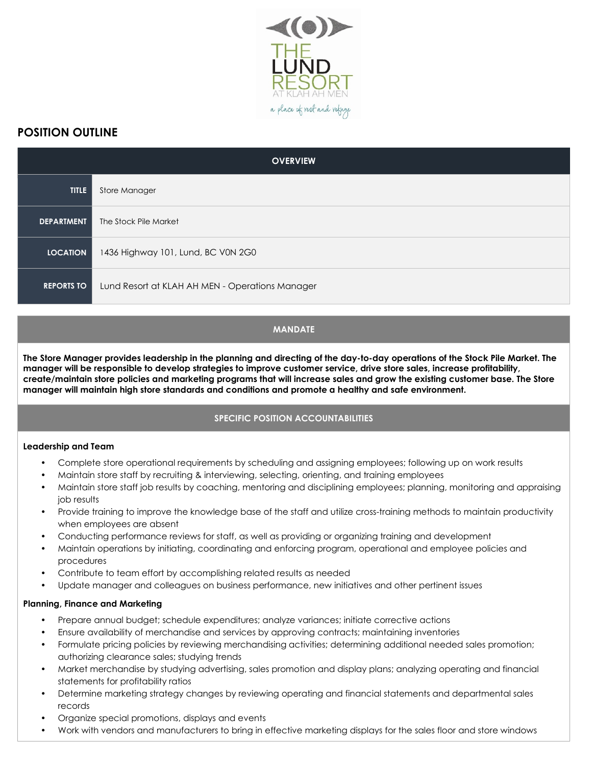# POSITION OUTLINE

| OVERVIEW | |
|---|---|
| **TITLE** | Store Manager |
| **DEPARTMENT** | The Stock Pile Market |
| **LOCATION** | 1436 Highway 101, Lund, BC V0N 2G0 |
| **REPORTS TO** | Lund Resort at KLAH AH MEN - Operations Manager |

## MANDATE

**The Store Manager provides leadership in the planning and directing of the day-to-day operations of the Stock Pile Market. The manager will be responsible to develop strategies to improve customer service, drive store sales, increase profitability, create/maintain store policies and marketing programs that will increase sales and grow the existing customer base. The Store manager will maintain high store standards and conditions and promote a healthy and safe environment.**

## SPECIFIC POSITION ACCOUNTABILITIES

### Leadership and Team

- Complete store operational requirements by scheduling and assigning employees; following up on work results
- Maintain store staff by recruiting & interviewing, selecting, orienting, and training employees
- Maintain store staff job results by coaching, mentoring and disciplining employees; planning, monitoring and appraising job results
- Provide training to improve the knowledge base of the staff and utilize cross-training methods to maintain productivity when employees are absent
- Conducting performance reviews for staff, as well as providing or organizing training and development
- Maintain operations by initiating, coordinating and enforcing program, operational and employee policies and procedures
- Contribute to team effort by accomplishing related results as needed
- Update manager and colleagues on business performance, new initiatives and other pertinent issues

### Planning, Finance and Marketing

- Prepare annual budget; schedule expenditures; analyze variances; initiate corrective actions
- Ensure availability of merchandise and services by approving contracts; maintaining inventories
- Formulate pricing policies by reviewing merchandising activities; determining additional needed sales promotion; authorizing clearance sales; studying trends
- Market merchandise by studying advertising, sales promotion and display plans; analyzing operating and financial statements for profitability ratios
- Determine marketing strategy changes by reviewing operating and financial statements and departmental sales records
- Organize special promotions, displays and events
- Work with vendors and manufacturers to bring in effective marketing displays for the sales floor and store windows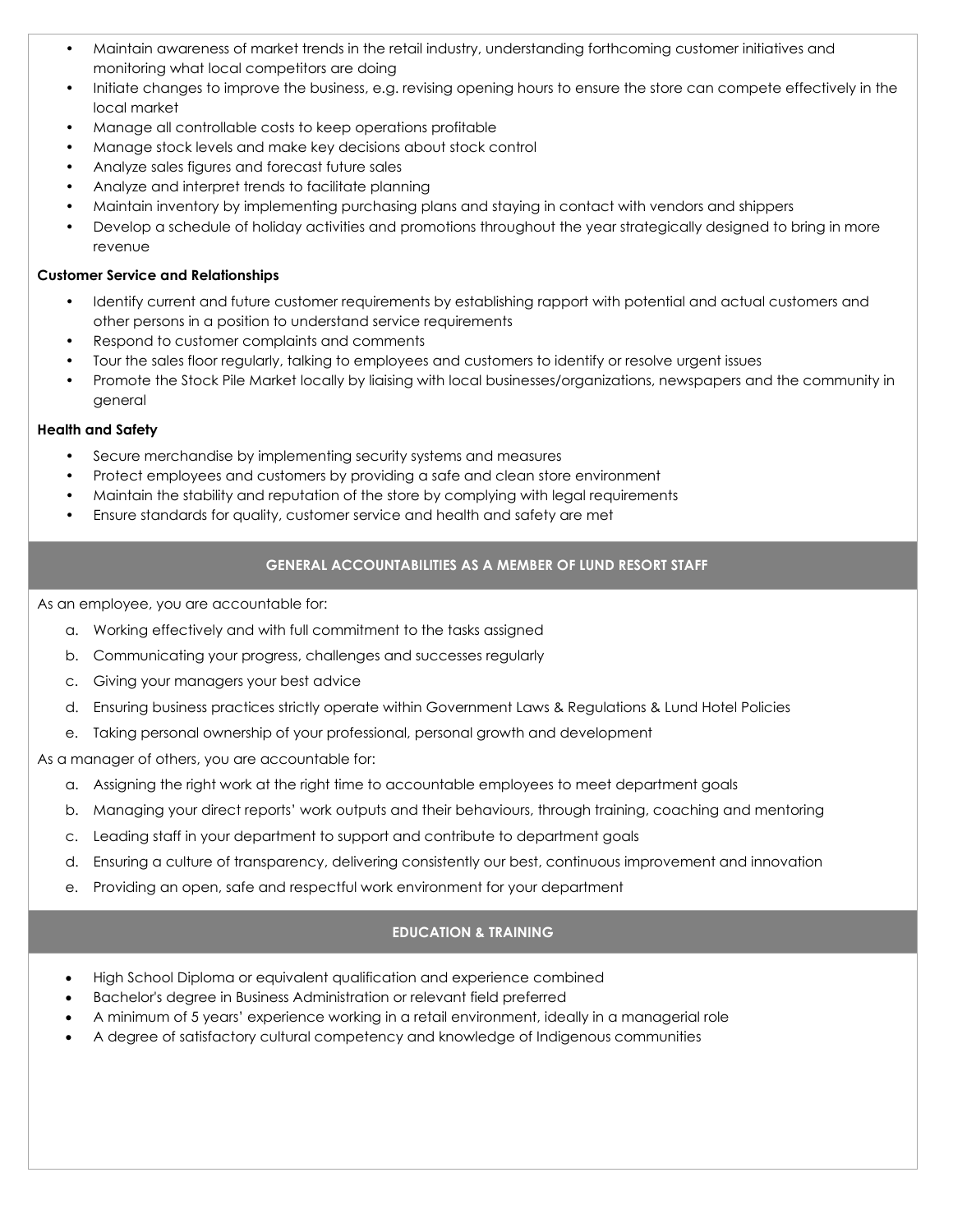- Maintain awareness of market trends in the retail industry, understanding forthcoming customer initiatives and monitoring what local competitors are doing
- Initiate changes to improve the business, e.g. revising opening hours to ensure the store can compete effectively in the local market
- Manage all controllable costs to keep operations profitable
- Manage stock levels and make key decisions about stock control
- Analyze sales figures and forecast future sales
- Analyze and interpret trends to facilitate planning
- Maintain inventory by implementing purchasing plans and staying in contact with vendors and shippers
- Develop a schedule of holiday activities and promotions throughout the year strategically designed to bring in more revenue

**Customer Service and Relationships**

- Identify current and future customer requirements by establishing rapport with potential and actual customers and other persons in a position to understand service requirements
- Respond to customer complaints and comments
- Tour the sales floor regularly, talking to employees and customers to identify or resolve urgent issues
- Promote the Stock Pile Market locally by liaising with local businesses/organizations, newspapers and the community in general

**Health and Safety**

- Secure merchandise by implementing security systems and measures
- Protect employees and customers by providing a safe and clean store environment
- Maintain the stability and reputation of the store by complying with legal requirements
- Ensure standards for quality, customer service and health and safety are met

## GENERAL ACCOUNTABILITIES AS A MEMBER OF LUND RESORT STAFF

As an employee, you are accountable for:

a. Working effectively and with full commitment to the tasks assigned
b. Communicating your progress, challenges and successes regularly
c. Giving your managers your best advice
d. Ensuring business practices strictly operate within Government Laws & Regulations & Lund Hotel Policies
e. Taking personal ownership of your professional, personal growth and development

As a manager of others, you are accountable for:

a. Assigning the right work at the right time to accountable employees to meet department goals
b. Managing your direct reports' work outputs and their behaviours, through training, coaching and mentoring
c. Leading staff in your department to support and contribute to department goals
d. Ensuring a culture of transparency, delivering consistently our best, continuous improvement and innovation
e. Providing an open, safe and respectful work environment for your department

## EDUCATION & TRAINING

- High School Diploma or equivalent qualification and experience combined
- Bachelor's degree in Business Administration or relevant field preferred
- A minimum of 5 years' experience working in a retail environment, ideally in a managerial role
- A degree of satisfactory cultural competency and knowledge of Indigenous communities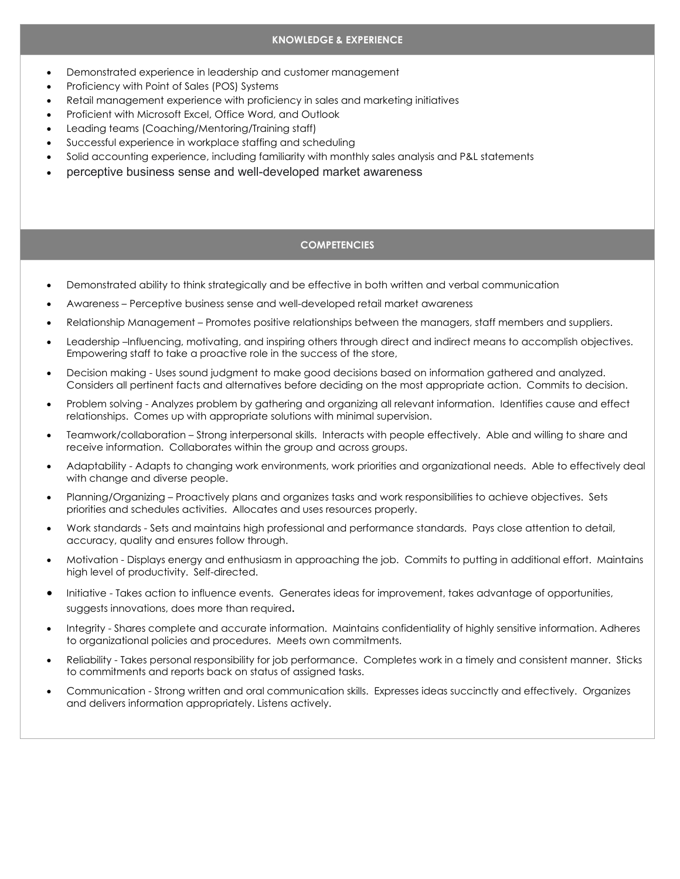## KNOWLEDGE & EXPERIENCE

- Demonstrated experience in leadership and customer management
- Proficiency with Point of Sales (POS) Systems
- Retail management experience with proficiency in sales and marketing initiatives
- Proficient with Microsoft Excel, Office Word, and Outlook
- Leading teams (Coaching/Mentoring/Training staff)
- Successful experience in workplace staffing and scheduling
- Solid accounting experience, including familiarity with monthly sales analysis and P&L statements
- perceptive business sense and well-developed market awareness

## COMPETENCIES

- Demonstrated ability to think strategically and be effective in both written and verbal communication
- Awareness – Perceptive business sense and well-developed retail market awareness
- Relationship Management – Promotes positive relationships between the managers, staff members and suppliers.
- Leadership –Influencing, motivating, and inspiring others through direct and indirect means to accomplish objectives. Empowering staff to take a proactive role in the success of the store,
- Decision making - Uses sound judgment to make good decisions based on information gathered and analyzed. Considers all pertinent facts and alternatives before deciding on the most appropriate action. Commits to decision.
- Problem solving - Analyzes problem by gathering and organizing all relevant information. Identifies cause and effect relationships. Comes up with appropriate solutions with minimal supervision.
- Teamwork/collaboration – Strong interpersonal skills. Interacts with people effectively. Able and willing to share and receive information. Collaborates within the group and across groups.
- Adaptability - Adapts to changing work environments, work priorities and organizational needs. Able to effectively deal with change and diverse people.
- Planning/Organizing – Proactively plans and organizes tasks and work responsibilities to achieve objectives. Sets priorities and schedules activities. Allocates and uses resources properly.
- Work standards - Sets and maintains high professional and performance standards. Pays close attention to detail, accuracy, quality and ensures follow through.
- Motivation - Displays energy and enthusiasm in approaching the job. Commits to putting in additional effort. Maintains high level of productivity. Self-directed.
- Initiative - Takes action to influence events. Generates ideas for improvement, takes advantage of opportunities, suggests innovations, does more than required**.**
- Integrity - Shares complete and accurate information. Maintains confidentiality of highly sensitive information. Adheres to organizational policies and procedures. Meets own commitments.
- Reliability - Takes personal responsibility for job performance. Completes work in a timely and consistent manner. Sticks to commitments and reports back on status of assigned tasks.
- Communication - Strong written and oral communication skills. Expresses ideas succinctly and effectively. Organizes and delivers information appropriately. Listens actively.